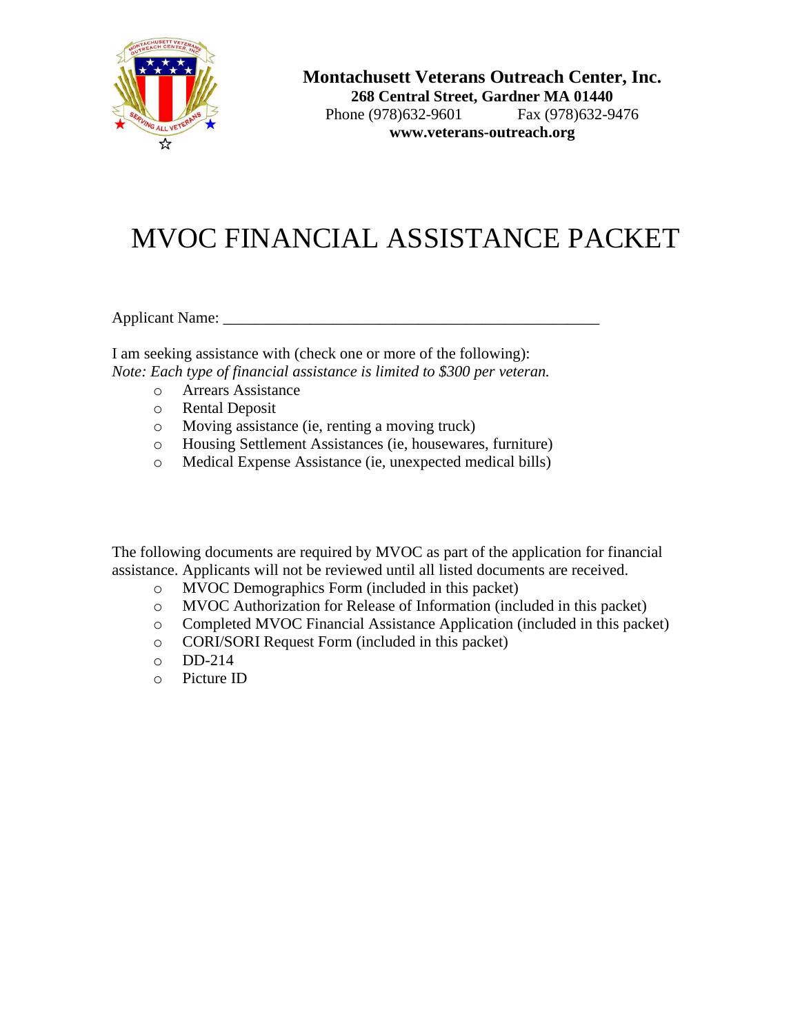**Montachusett Veterans Outreach Center, Inc.**
**268 Central Street, Gardner MA 01440**
Phone (978)632-9601 Fax (978)632-9476
**www.veterans-outreach.org**

# MVOC FINANCIAL ASSISTANCE PACKET

Applicant Name: _______________________________________________

I am seeking assistance with (check one or more of the following):
*Note: Each type of financial assistance is limited to $300 per veteran.*

- Arrears Assistance
- Rental Deposit
- Moving assistance (ie, renting a moving truck)
- Housing Settlement Assistances (ie, housewares, furniture)
- Medical Expense Assistance (ie, unexpected medical bills)

The following documents are required by MVOC as part of the application for financial assistance. Applicants will not be reviewed until all listed documents are received.

- MVOC Demographics Form (included in this packet)
- MVOC Authorization for Release of Information (included in this packet)
- Completed MVOC Financial Assistance Application (included in this packet)
- CORI/SORI Request Form (included in this packet)
- DD-214
- Picture ID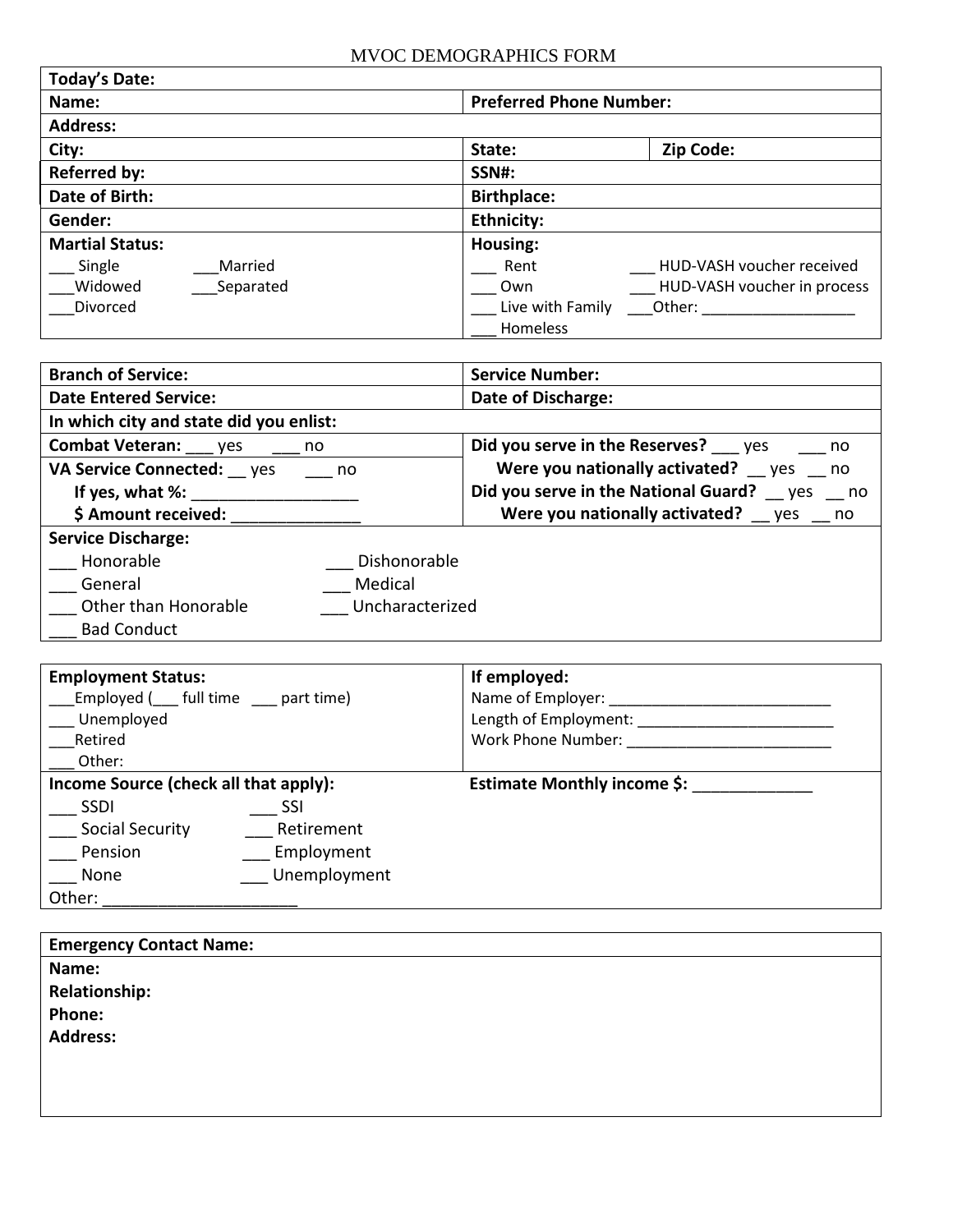# MVOC DEMOGRAPHICS FORM

| **Today's Date:** | | |
|---|---|---|
| **Name:** | **Preferred Phone Number:** | |
| **Address:** | | |
| **City:** | **State:** | **Zip Code:** |
| **Referred by:** | **SSN#:** | |
| **Date of Birth:** | **Birthplace:** | |
| **Gender:** | **Ethnicity:** | |
| **Martial Status:**<br>___ Single ___Married<br>___Widowed ___Separated<br>___Divorced | **Housing:**<br>___ Rent ___ HUD-VASH voucher received<br>___ Own ___ HUD-VASH voucher in process<br>___ Live with Family ___Other: ___________________<br>___ Homeless | |

| **Branch of Service:** | **Service Number:** |
|---|---|
| **Date Entered Service:** | **Date of Discharge:** |
| **In which city and state did you enlist:** | |
| **Combat Veteran:** ___ yes ___ no | **Did you serve in the Reserves?** ___ yes ___ no |
| **VA Service Connected:** __ yes ___ no<br>**If yes, what %:** ___________________<br>**$ Amount received:** _______________ | **Were you nationally activated?** __ yes __ no<br>**Did you serve in the National Guard?** __ yes __ no<br>**Were you nationally activated?** __ yes __ no |
| **Service Discharge:**<br>___ Honorable ___ Dishonorable<br>___ General ___ Medical<br>___ Other than Honorable ___ Uncharacterized<br>___ Bad Conduct | |

| **Employment Status:**<br>___Employed (___ full time ___ part time)<br>___ Unemployed<br>___Retired<br>___ Other: | **If employed:**<br>Name of Employer: ___________________________<br>Length of Employment: ________________________<br>Work Phone Number: _________________________ |
|---|---|
| **Income Source (check all that apply):**<br>___ SSDI ___ SSI<br>___ Social Security ___ Retirement<br>___ Pension ___ Employment<br>___ None ___ Unemployment<br>Other: _____________________ | **Estimate Monthly income $:** _____________ |

| **Emergency Contact Name:** |
|---|
| **Name:**<br>**Relationship:**<br>**Phone:**<br>**Address:** |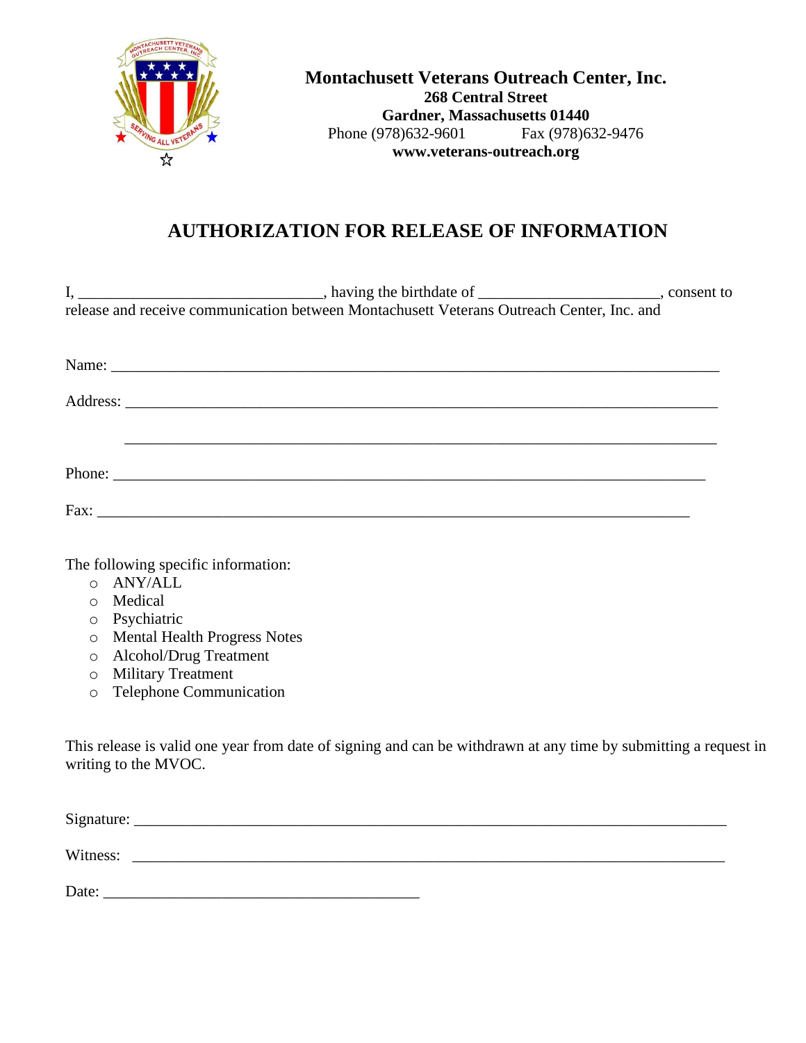**Montachusett Veterans Outreach Center, Inc.**
**268 Central Street**
**Gardner, Massachusetts 01440**
Phone (978)632-9601 Fax (978)632-9476
**www.veterans-outreach.org**

# AUTHORIZATION FOR RELEASE OF INFORMATION

I, ______________________________, having the birthdate of ______________________, consent to release and receive communication between Montachusett Veterans Outreach Center, Inc. and

Name: ________________________________________________________________________

Address: ______________________________________________________________________

______________________________________________________________________

Phone: ________________________________________________________________________

Fax: _________________________________________________________________________

The following specific information:

- ANY/ALL
- Medical
- Psychiatric
- Mental Health Progress Notes
- Alcohol/Drug Treatment
- Military Treatment
- Telephone Communication

This release is valid one year from date of signing and can be withdrawn at any time by submitting a request in writing to the MVOC.

Signature: _____________________________________________________________________

Witness: ______________________________________________________________________

Date: ________________________________________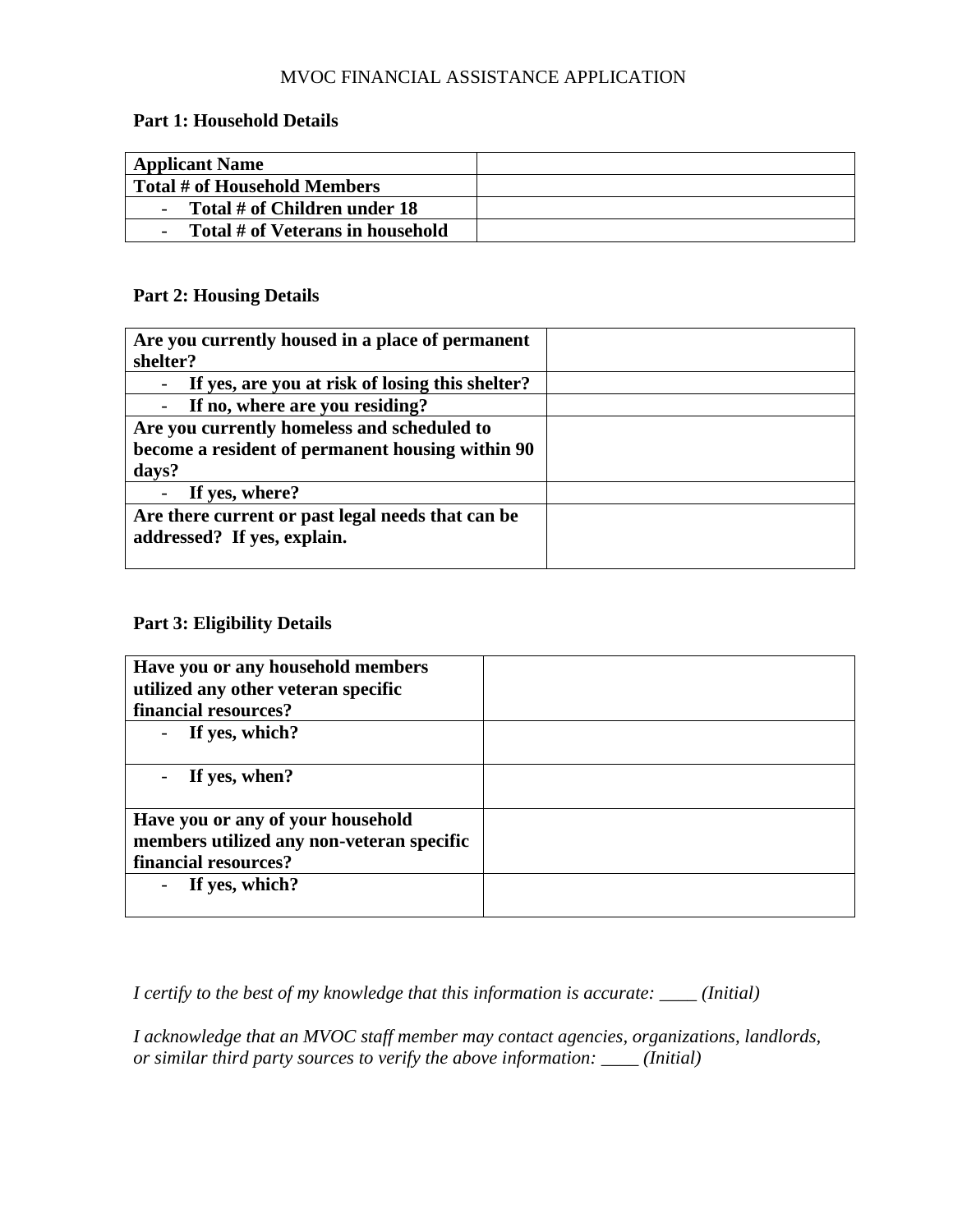MVOC FINANCIAL ASSISTANCE APPLICATION

**Part 1: Household Details**

| **Applicant Name** | |
|---|---|
| **Total # of Household Members** | |
| - **Total # of Children under 18** | |
| - **Total # of Veterans in household** | |

**Part 2: Housing Details**

| **Are you currently housed in a place of permanent shelter?** | |
|---|---|
| - **If yes, are you at risk of losing this shelter?** | |
| - **If no, where are you residing?** | |
| **Are you currently homeless and scheduled to become a resident of permanent housing within 90 days?** | |
| - **If yes, where?** | |
| **Are there current or past legal needs that can be addressed? If yes, explain.** | |

**Part 3: Eligibility Details**

| **Have you or any household members utilized any other veteran specific financial resources?** | |
|---|---|
| - **If yes, which?** | |
| - **If yes, when?** | |
| **Have you or any of your household members utilized any non-veteran specific financial resources?** | |
| - **If yes, which?** | |

*I certify to the best of my knowledge that this information is accurate: ____ (Initial)*

*I acknowledge that an MVOC staff member may contact agencies, organizations, landlords, or similar third party sources to verify the above information: ____ (Initial)*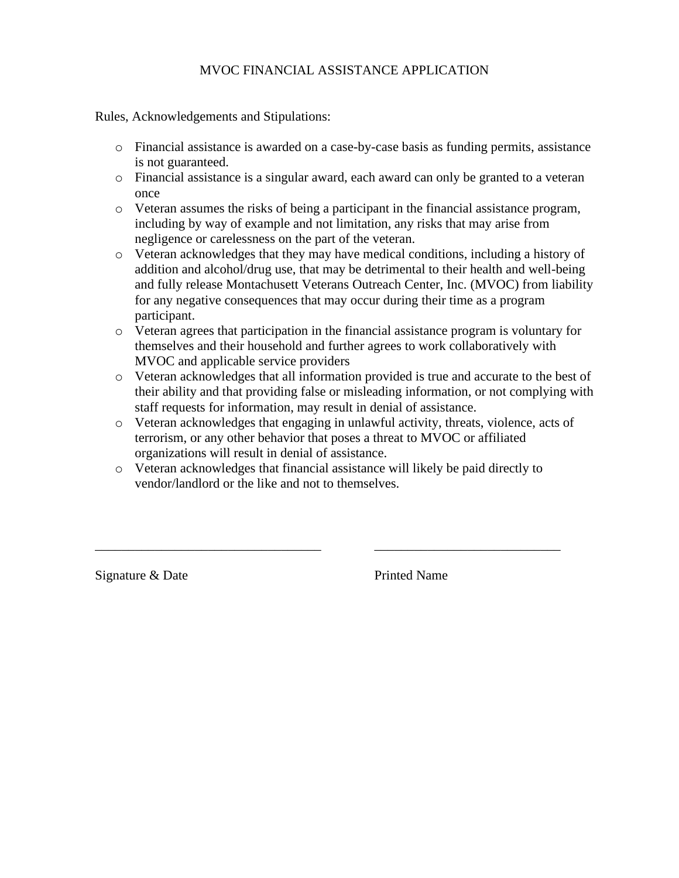# MVOC FINANCIAL ASSISTANCE APPLICATION

Rules, Acknowledgements and Stipulations:

- Financial assistance is awarded on a case-by-case basis as funding permits, assistance is not guaranteed.
- Financial assistance is a singular award, each award can only be granted to a veteran once
- Veteran assumes the risks of being a participant in the financial assistance program, including by way of example and not limitation, any risks that may arise from negligence or carelessness on the part of the veteran.
- Veteran acknowledges that they may have medical conditions, including a history of addition and alcohol/drug use, that may be detrimental to their health and well-being and fully release Montachusett Veterans Outreach Center, Inc. (MVOC) from liability for any negative consequences that may occur during their time as a program participant.
- Veteran agrees that participation in the financial assistance program is voluntary for themselves and their household and further agrees to work collaboratively with MVOC and applicable service providers
- Veteran acknowledges that all information provided is true and accurate to the best of their ability and that providing false or misleading information, or not complying with staff requests for information, may result in denial of assistance.
- Veteran acknowledges that engaging in unlawful activity, threats, violence, acts of terrorism, or any other behavior that poses a threat to MVOC or affiliated organizations will result in denial of assistance.
- Veteran acknowledges that financial assistance will likely be paid directly to vendor/landlord or the like and not to themselves.

___________________________________ ____________________________

Signature & Date Printed Name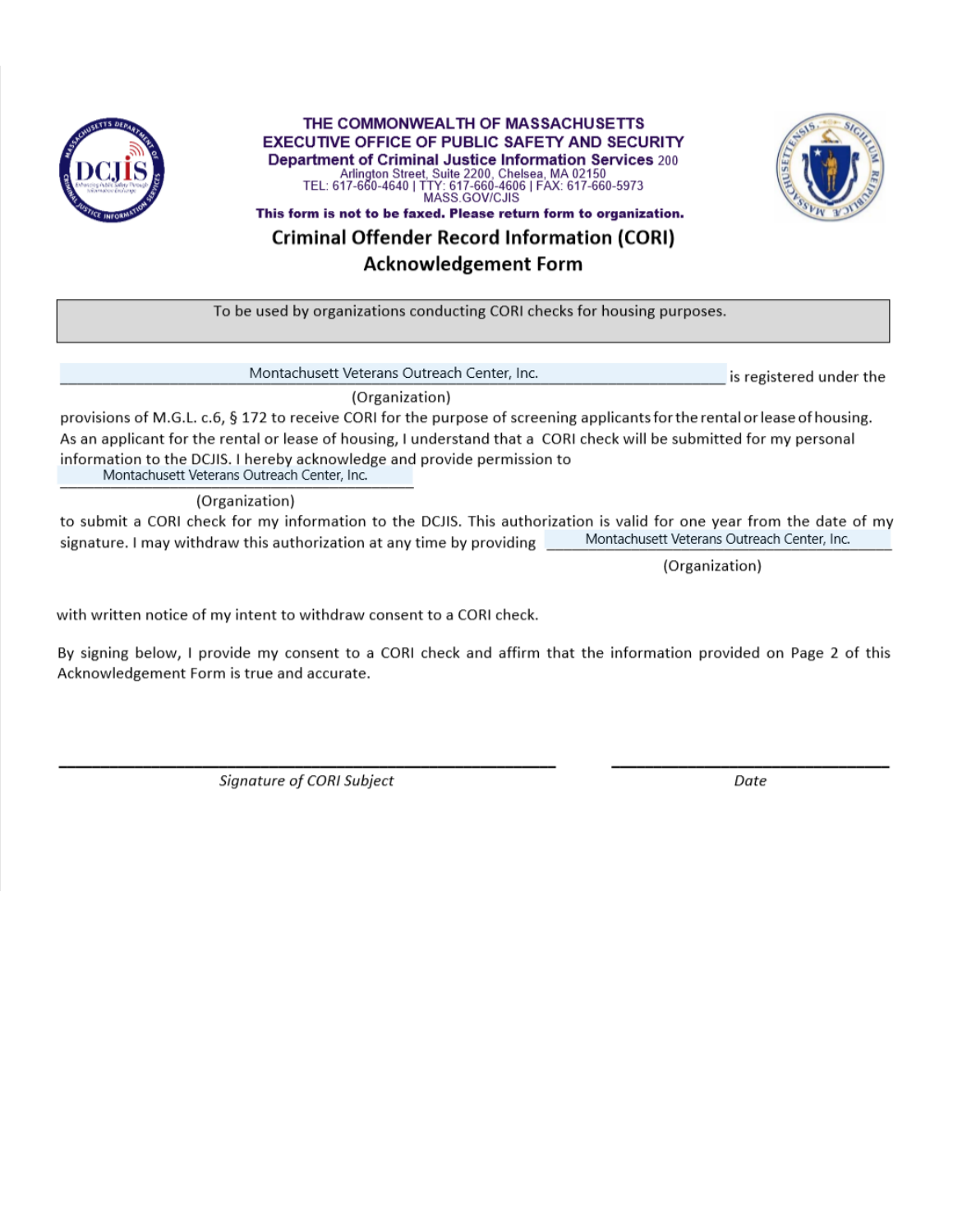**THE COMMONWEALTH OF MASSACHUSETTS**
**EXECUTIVE OFFICE OF PUBLIC SAFETY AND SECURITY**
**Department of Criminal Justice Information Services** 200 Arlington Street, Suite 2200, Chelsea, MA 02150
TEL: 617-660-4640 | TTY: 617-660-4606 | FAX: 617-660-5973
MASS.GOV/CJIS

**This form is not to be faxed. Please return form to organization.**

# Criminal Offender Record Information (CORI) Acknowledgement Form

To be used by organizations conducting CORI checks for housing purposes.

Montachusett Veterans Outreach Center, Inc. is registered under the
(Organization)
provisions of M.G.L. c.6, § 172 to receive CORI for the purpose of screening applicants for the rental or lease of housing. As an applicant for the rental or lease of housing, I understand that a CORI check will be submitted for my personal information to the DCJIS. I hereby acknowledge and provide permission to Montachusett Veterans Outreach Center, Inc.
(Organization)
to submit a CORI check for my information to the DCJIS. This authorization is valid for one year from the date of my signature. I may withdraw this authorization at any time by providing Montachusett Veterans Outreach Center, Inc.
(Organization)
with written notice of my intent to withdraw consent to a CORI check.

By signing below, I provide my consent to a CORI check and affirm that the information provided on Page 2 of this Acknowledgement Form is true and accurate.

______________________________ *Signature of CORI Subject*

______________________________ *Date*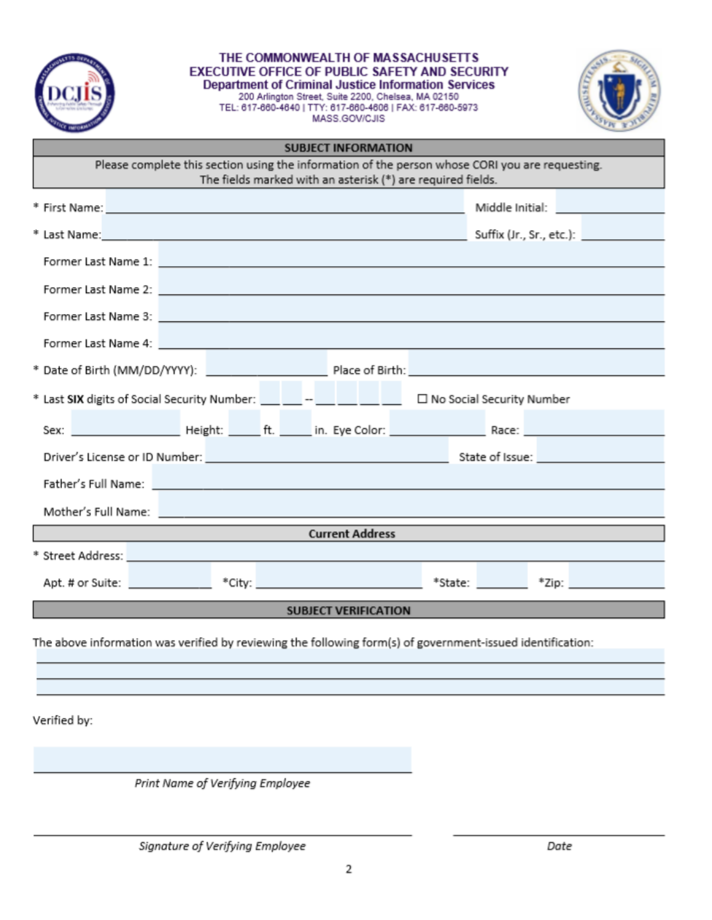THE COMMONWEALTH OF MASSACHUSETTS
EXECUTIVE OFFICE OF PUBLIC SAFETY AND SECURITY
Department of Criminal Justice Information Services
200 Arlington Street, Suite 2200, Chelsea, MA 02150
TEL: 617-660-4640 | TTY: 617-660-4606 | FAX: 617-660-5973
MASS.GOV/CJIS

## SUBJECT INFORMATION

Please complete this section using the information of the person whose CORI you are requesting.
The fields marked with an asterisk (*) are required fields.

\* First Name: ______________________ Middle Initial: __________

\* Last Name: ______________________ Suffix (Jr., Sr., etc.): __________

Former Last Name 1: ______________________

Former Last Name 2: ______________________

Former Last Name 3: ______________________

Former Last Name 4: ______________________

\* Date of Birth (MM/DD/YYYY): __________ Place of Birth: __________

\* Last **SIX** digits of Social Security Number: ___ ___ -- ___ ___ ___ ___ ☐ No Social Security Number

Sex: __________ Height: _____ ft. _____ in. Eye Color: __________ Race: __________

Driver's License or ID Number: ______________________ State of Issue: __________

Father's Full Name: ______________________

Mother's Full Name: ______________________

## Current Address

\* Street Address: ______________________

Apt. # or Suite: __________ *City: __________ *State: __________ *Zip: __________

## SUBJECT VERIFICATION

The above information was verified by reviewing the following form(s) of government-issued identification:

______________________

______________________

______________________

Verified by:

______________________
*Print Name of Verifying Employee*

______________________ ______________________
*Signature of Verifying Employee* *Date*